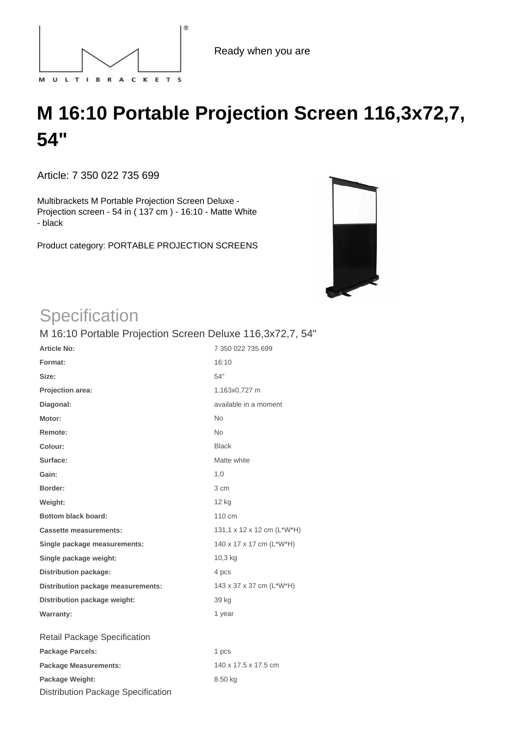Ready when you are

# M 16:10 Portable Projection Screen 116,3x72,7, 54"

Article: 7 350 022 735 699

Multibrackets M Portable Projection Screen Deluxe - Projection screen - 54 in ( 137 cm ) - 16:10 - Matte White - black

Product category: PORTABLE PROJECTION SCREENS

## Specification

### M 16:10 Portable Projection Screen Deluxe 116,3x72,7, 54"

| | |
|---|---|
| **Article No:** | 7 350 022 735 699 |
| **Format:** | 16:10 |
| **Size:** | 54" |
| **Projection area:** | 1,163x0,727 m |
| **Diagonal:** | available in a moment |
| **Motor:** | No |
| **Remote:** | No |
| **Colour:** | Black |
| **Surface:** | Matte white |
| **Gain:** | 1,0 |
| **Border:** | 3 cm |
| **Weight:** | 12 kg |
| **Bottom black board:** | 110 cm |
| **Cassette measurements:** | 131,1 x 12 x 12 cm (L\*W\*H) |
| **Single package measurements:** | 140 x 17 x 17 cm (L\*W\*H) |
| **Single package weight:** | 10,3 kg |
| **Distribution package:** | 4 pcs |
| **Distribution package measurements:** | 143 x 37 x 37 cm (L\*W\*H) |
| **Distribution package weight:** | 39 kg |
| **Warranty:** | 1 year |

### Retail Package Specification

| | |
|---|---|
| **Package Parcels:** | 1 pcs |
| **Package Measurements:** | 140 x 17.5 x 17.5 cm |
| **Package Weight:** | 8.50 kg |

### Distribution Package Specification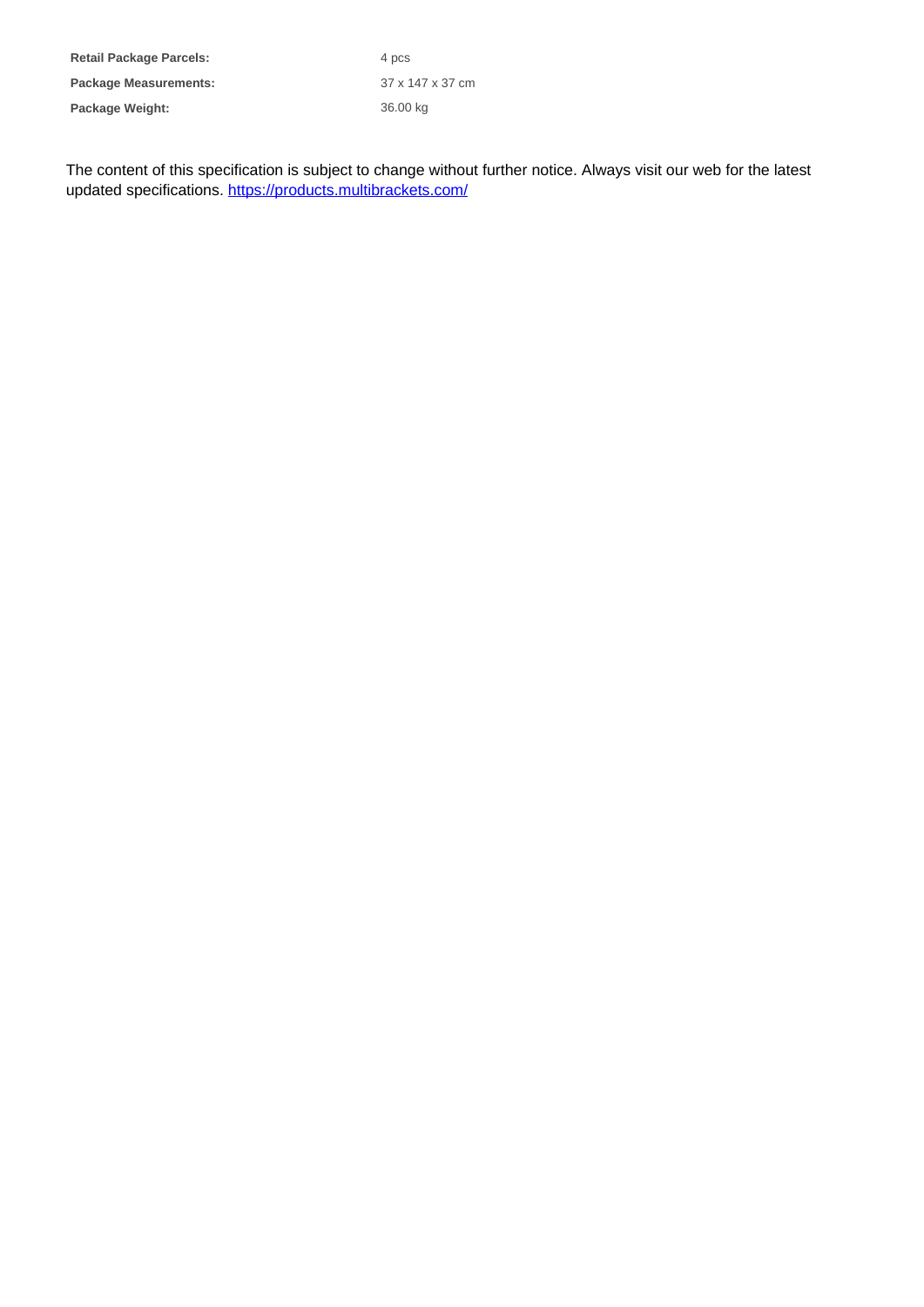| | |
| --- | --- |
| **Retail Package Parcels:** | 4 pcs |
| **Package Measurements:** | 37 x 147 x 37 cm |
| **Package Weight:** | 36.00 kg |

The content of this specification is subject to change without further notice. Always visit our web for the latest updated specifications. [https://products.multibrackets.com/](https://products.multibrackets.com/)